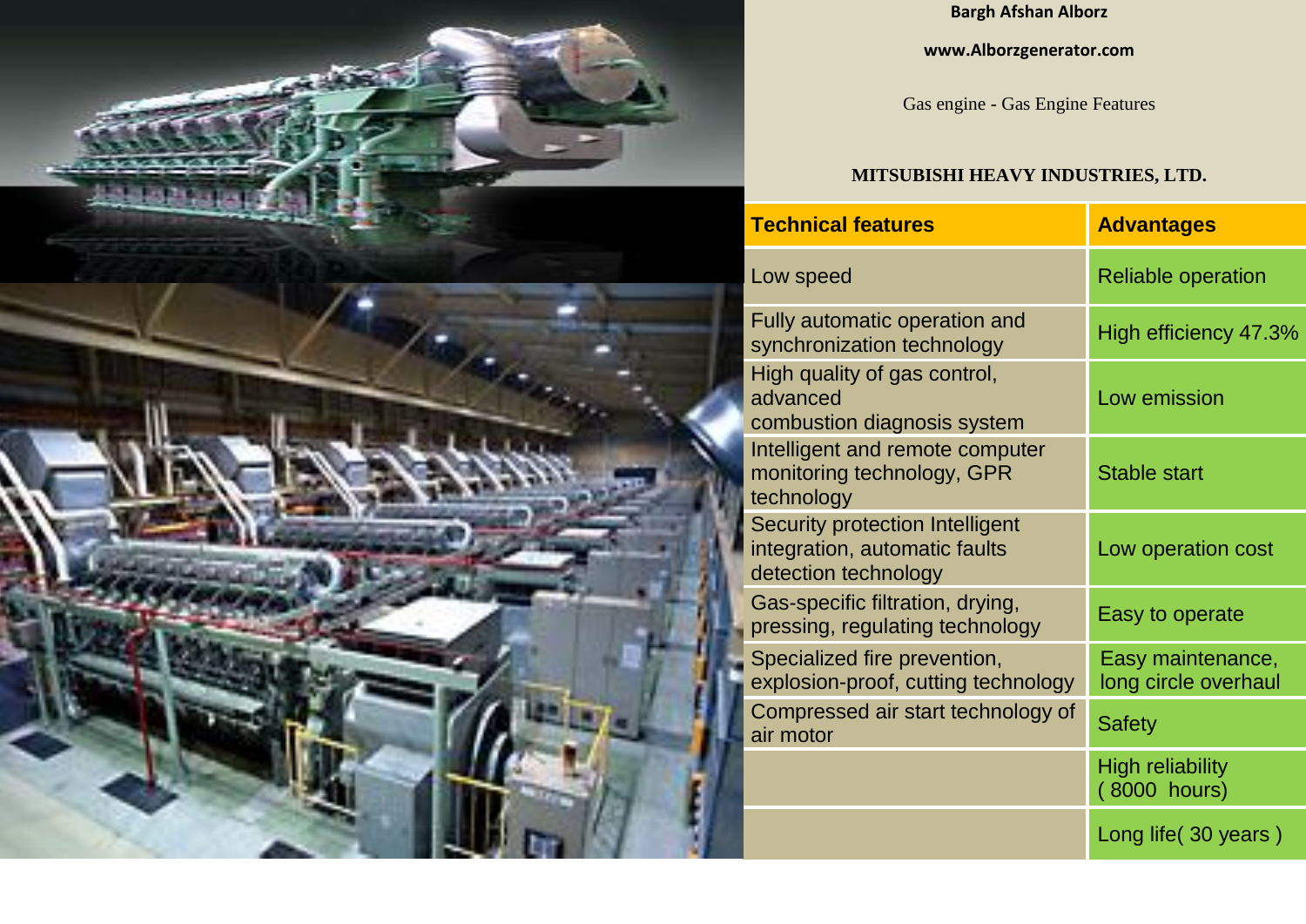**Bargh Afshan Alborz**

**www.Alborzgenerator.com**

Gas engine - Gas Engine Features

**MITSUBISHI HEAVY INDUSTRIES, LTD.**

| Technical features | Advantages |
|---|---|
| Low speed | Reliable operation |
| Fully automatic operation and synchronization technology | High efficiency 47.3% |
| High quality of gas control, advanced combustion diagnosis system | Low emission |
| Intelligent and remote computer monitoring technology, GPR technology | Stable start |
| Security protection Intelligent integration, automatic faults detection technology | Low operation cost |
| Gas-specific filtration, drying, pressing, regulating technology | Easy to operate |
| Specialized fire prevention, explosion-proof, cutting technology | Easy maintenance, long circle overhaul |
| Compressed air start technology of air motor | Safety |
| | High reliability ( 8000 hours) |
| | Long life( 30 years ) |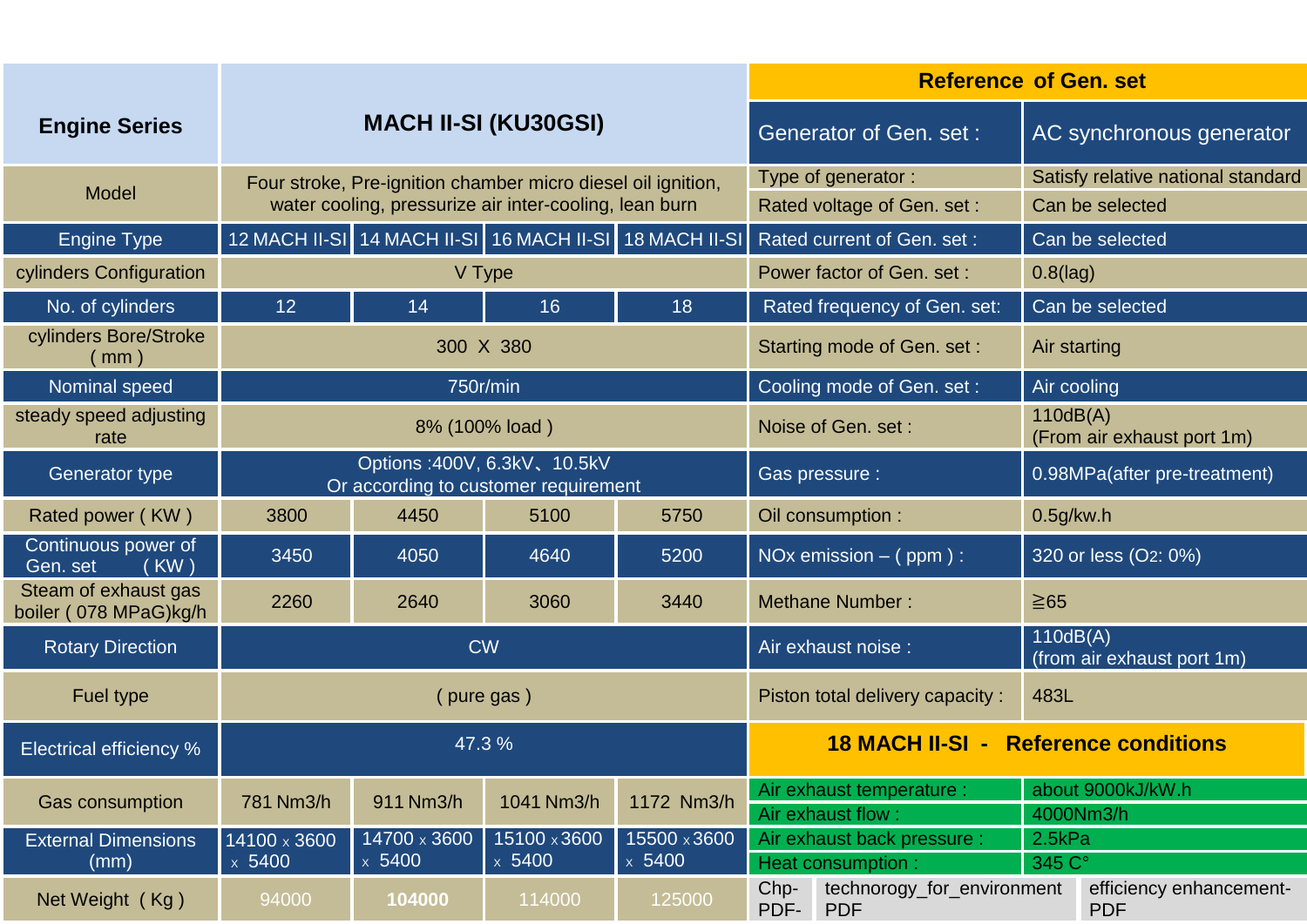| Engine Series | MACH II-SI (KU30GSI) | | | |
|---|---|---|---|---|
| Model | Four stroke, Pre-ignition chamber micro diesel oil ignition, water cooling, pressurize air inter-cooling, lean burn | | | |
| Engine Type | 12 MACH II-SI | 14 MACH II-SI | 16 MACH II-SI | 18 MACH II-SI |
| cylinders Configuration | V Type | | | |
| No. of cylinders | 12 | 14 | 16 | 18 |
| cylinders Bore/Stroke ( mm ) | 300 X 380 | | | |
| Nominal speed | 750r/min | | | |
| steady speed adjusting rate | 8% (100% load ) | | | |
| Generator type | Options :400V, 6.3kV、10.5kV Or according to customer requirement | | | |
| Rated power ( KW ) | 3800 | 4450 | 5100 | 5750 |
| Continuous power of Gen. set ( KW ) | 3450 | 4050 | 4640 | 5200 |
| Steam of exhaust gas boiler ( 078 MPaG)kg/h | 2260 | 2640 | 3060 | 3440 |
| Rotary Direction | CW | | | |
| Fuel type | ( pure gas ) | | | |
| Electrical efficiency % | 47.3 % | | | |
| Gas consumption | 781 Nm3/h | 911 Nm3/h | 1041 Nm3/h | 1172 Nm3/h |
| External Dimensions (mm) | 14100 x 3600 x 5400 | 14700 x 3600 x 5400 | 15100 x 3600 x 5400 | 15500 x 3600 x 5400 |
| Net Weight ( Kg ) | 94000 | 104000 | 114000 | 125000 |

| Reference of Gen. set | |
|---|---|
| Generator of Gen. set : | AC synchronous generator |
| Type of generator : | Satisfy relative national standard |
| Rated voltage of Gen. set : | Can be selected |
| Rated current of Gen. set : | Can be selected |
| Power factor of Gen. set : | 0.8(lag) |
| Rated frequency of Gen. set: | Can be selected |
| Starting mode of Gen. set : | Air starting |
| Cooling mode of Gen. set : | Air cooling |
| Noise of Gen. set : | 110dB(A) (From air exhaust port 1m) |
| Gas pressure : | 0.98MPa(after pre-treatment) |
| Oil consumption : | 0.5g/kw.h |
| NOx emission – ( ppm ) : | 320 or less ($O_2$: 0%) |
| Methane Number : | ≧65 |
| Air exhaust noise : | 110dB(A) (from air exhaust port 1m) |
| Piston total delivery capacity : | 483L |

| 18 MACH II-SI - Reference conditions | |
|---|---|
| Air exhaust temperature : | about 9000kJ/kW.h |
| Air exhaust flow : | 4000Nm3/h |
| Air exhaust back pressure : | 2.5kPa |
| Heat consumption : | 345 C° |

Chp-PDF- | technorogy_for_environment PDF | efficiency enhancement-PDF